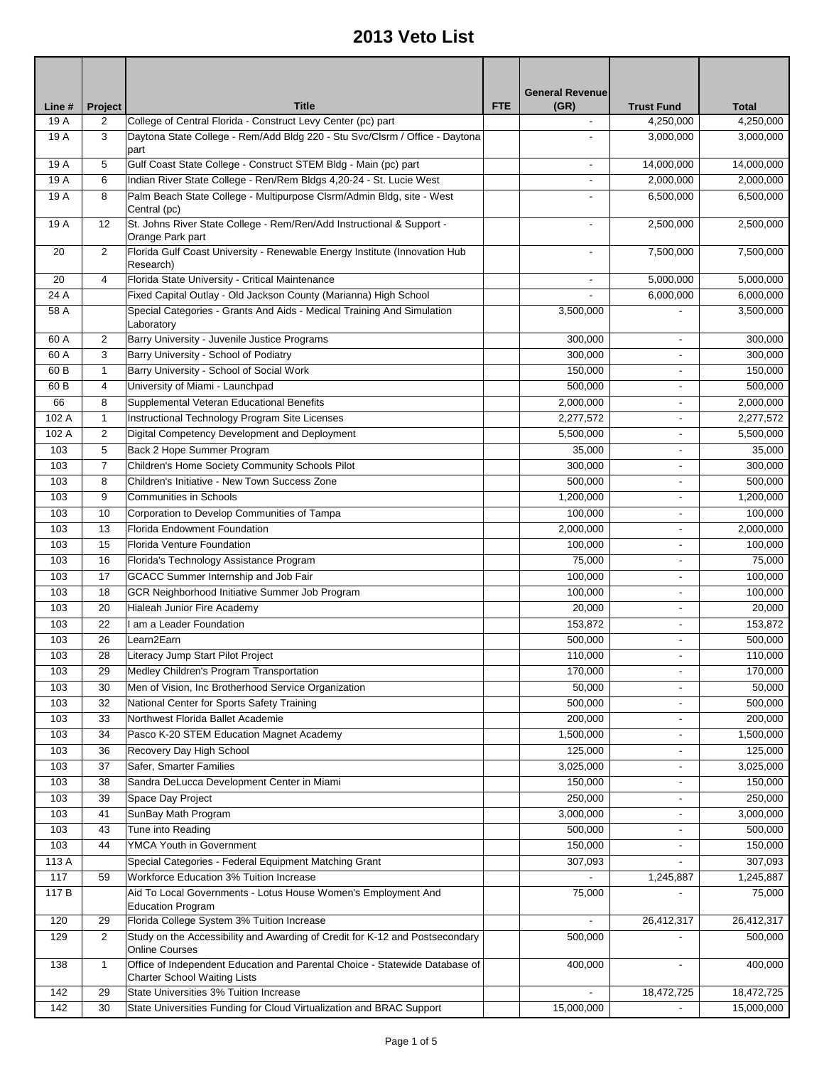# 2013 Veto List

| Line # | Project | Title | FTE | General Revenue (GR) | Trust Fund | Total |
|---|---|---|---|---|---|---|
| 19 A | 2 | College of Central Florida - Construct Levy Center (pc) part | | - | 4,250,000 | 4,250,000 |
| 19 A | 3 | Daytona State College - Rem/Add Bldg 220 - Stu Svc/Clsrm / Office - Daytona part | | - | 3,000,000 | 3,000,000 |
| 19 A | 5 | Gulf Coast State College - Construct STEM Bldg - Main (pc) part | | - | 14,000,000 | 14,000,000 |
| 19 A | 6 | Indian River State College - Ren/Rem Bldgs 4,20-24 - St. Lucie West | | - | 2,000,000 | 2,000,000 |
| 19 A | 8 | Palm Beach State College - Multipurpose Clsrm/Admin Bldg, site - West Central (pc) | | - | 6,500,000 | 6,500,000 |
| 19 A | 12 | St. Johns River State College - Rem/Ren/Add Instructional & Support - Orange Park part | | - | 2,500,000 | 2,500,000 |
| 20 | 2 | Florida Gulf Coast University - Renewable Energy Institute (Innovation Hub Research) | | - | 7,500,000 | 7,500,000 |
| 20 | 4 | Florida State University - Critical Maintenance | | - | 5,000,000 | 5,000,000 |
| 24 A | | Fixed Capital Outlay - Old Jackson County (Marianna) High School | | - | 6,000,000 | 6,000,000 |
| 58 A | | Special Categories - Grants And Aids - Medical Training And Simulation Laboratory | | 3,500,000 | - | 3,500,000 |
| 60 A | 2 | Barry University - Juvenile Justice Programs | | 300,000 | - | 300,000 |
| 60 A | 3 | Barry University - School of Podiatry | | 300,000 | - | 300,000 |
| 60 B | 1 | Barry University - School of Social Work | | 150,000 | - | 150,000 |
| 60 B | 4 | University of Miami - Launchpad | | 500,000 | - | 500,000 |
| 66 | 8 | Supplemental Veteran Educational Benefits | | 2,000,000 | - | 2,000,000 |
| 102 A | 1 | Instructional Technology Program Site Licenses | | 2,277,572 | - | 2,277,572 |
| 102 A | 2 | Digital Competency Development and Deployment | | 5,500,000 | - | 5,500,000 |
| 103 | 5 | Back 2 Hope Summer Program | | 35,000 | - | 35,000 |
| 103 | 7 | Children's Home Society Community Schools Pilot | | 300,000 | - | 300,000 |
| 103 | 8 | Children's Initiative - New Town Success Zone | | 500,000 | - | 500,000 |
| 103 | 9 | Communities in Schools | | 1,200,000 | - | 1,200,000 |
| 103 | 10 | Corporation to Develop Communities of Tampa | | 100,000 | - | 100,000 |
| 103 | 13 | Florida Endowment Foundation | | 2,000,000 | - | 2,000,000 |
| 103 | 15 | Florida Venture Foundation | | 100,000 | - | 100,000 |
| 103 | 16 | Florida's Technology Assistance Program | | 75,000 | - | 75,000 |
| 103 | 17 | GCACC Summer Internship and Job Fair | | 100,000 | - | 100,000 |
| 103 | 18 | GCR Neighborhood Initiative Summer Job Program | | 100,000 | - | 100,000 |
| 103 | 20 | Hialeah Junior Fire Academy | | 20,000 | - | 20,000 |
| 103 | 22 | I am a Leader Foundation | | 153,872 | - | 153,872 |
| 103 | 26 | Learn2Earn | | 500,000 | - | 500,000 |
| 103 | 28 | Literacy Jump Start Pilot Project | | 110,000 | - | 110,000 |
| 103 | 29 | Medley Children's Program Transportation | | 170,000 | - | 170,000 |
| 103 | 30 | Men of Vision, Inc Brotherhood Service Organization | | 50,000 | - | 50,000 |
| 103 | 32 | National Center for Sports Safety Training | | 500,000 | - | 500,000 |
| 103 | 33 | Northwest Florida Ballet Academie | | 200,000 | - | 200,000 |
| 103 | 34 | Pasco K-20 STEM Education Magnet Academy | | 1,500,000 | - | 1,500,000 |
| 103 | 36 | Recovery Day High School | | 125,000 | - | 125,000 |
| 103 | 37 | Safer, Smarter Families | | 3,025,000 | - | 3,025,000 |
| 103 | 38 | Sandra DeLucca Development Center in Miami | | 150,000 | - | 150,000 |
| 103 | 39 | Space Day Project | | 250,000 | - | 250,000 |
| 103 | 41 | SunBay Math Program | | 3,000,000 | - | 3,000,000 |
| 103 | 43 | Tune into Reading | | 500,000 | - | 500,000 |
| 103 | 44 | YMCA Youth in Government | | 150,000 | - | 150,000 |
| 113 A | | Special Categories - Federal Equipment Matching Grant | | 307,093 | - | 307,093 |
| 117 | 59 | Workforce Education 3% Tuition Increase | | - | 1,245,887 | 1,245,887 |
| 117 B | | Aid To Local Governments - Lotus House Women's Employment And Education Program | | 75,000 | - | 75,000 |
| 120 | 29 | Florida College System 3% Tuition Increase | | - | 26,412,317 | 26,412,317 |
| 129 | 2 | Study on the Accessibility and Awarding of Credit for K-12 and Postsecondary Online Courses | | 500,000 | - | 500,000 |
| 138 | 1 | Office of Independent Education and Parental Choice - Statewide Database of Charter School Waiting Lists | | 400,000 | - | 400,000 |
| 142 | 29 | State Universities 3% Tuition Increase | | - | 18,472,725 | 18,472,725 |
| 142 | 30 | State Universities Funding for Cloud Virtualization and BRAC Support | | 15,000,000 | - | 15,000,000 |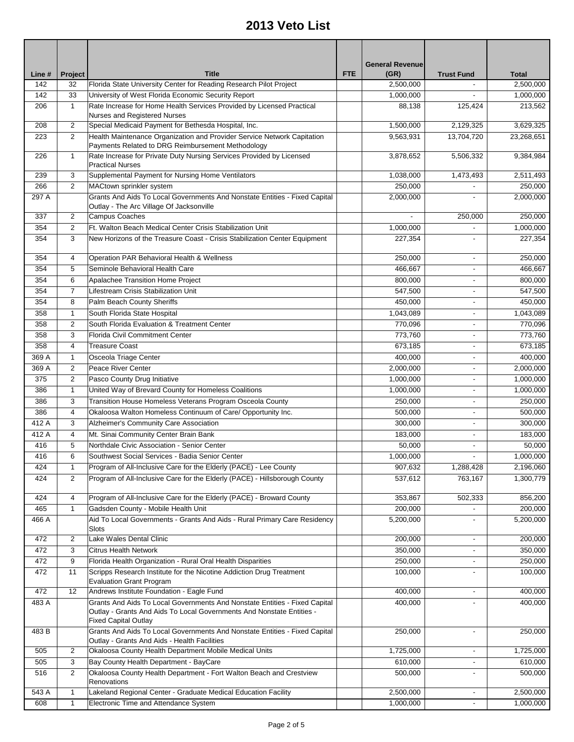# 2013 Veto List

| Line # | Project | Title | FTE | General Revenue (GR) | Trust Fund | Total |
|---|---|---|---|---|---|---|
| 142 | 32 | Florida State University Center for Reading Research Pilot Project | | 2,500,000 | - | 2,500,000 |
| 142 | 33 | University of West Florida Economic Security Report | | 1,000,000 | - | 1,000,000 |
| 206 | 1 | Rate Increase for Home Health Services Provided by Licensed Practical Nurses and Registered Nurses | | 88,138 | 125,424 | 213,562 |
| 208 | 2 | Special Medicaid Payment for Bethesda Hospital, Inc. | | 1,500,000 | 2,129,325 | 3,629,325 |
| 223 | 2 | Health Maintenance Organization and Provider Service Network Capitation Payments Related to DRG Reimbursement Methodology | | 9,563,931 | 13,704,720 | 23,268,651 |
| 226 | 1 | Rate Increase for Private Duty Nursing Services Provided by Licensed Practical Nurses | | 3,878,652 | 5,506,332 | 9,384,984 |
| 239 | 3 | Supplemental Payment for Nursing Home Ventilators | | 1,038,000 | 1,473,493 | 2,511,493 |
| 266 | 2 | MACtown sprinkler system | | 250,000 | - | 250,000 |
| 297 A | | Grants And Aids To Local Governments And Nonstate Entities - Fixed Capital Outlay - The Arc Village Of Jacksonville | | 2,000,000 | - | 2,000,000 |
| 337 | 2 | Campus Coaches | | - | 250,000 | 250,000 |
| 354 | 2 | Ft. Walton Beach Medical Center Crisis Stabilization Unit | | 1,000,000 | - | 1,000,000 |
| 354 | 3 | New Horizons of the Treasure Coast - Crisis Stabilization Center Equipment | | 227,354 | - | 227,354 |
| 354 | 4 | Operation PAR Behavioral Health & Wellness | | 250,000 | - | 250,000 |
| 354 | 5 | Seminole Behavioral Health Care | | 466,667 | - | 466,667 |
| 354 | 6 | Apalachee Transition Home Project | | 800,000 | - | 800,000 |
| 354 | 7 | Lifestream Crisis Stabilization Unit | | 547,500 | - | 547,500 |
| 354 | 8 | Palm Beach County Sheriffs | | 450,000 | - | 450,000 |
| 358 | 1 | South Florida State Hospital | | 1,043,089 | - | 1,043,089 |
| 358 | 2 | South Florida Evaluation & Treatment Center | | 770,096 | - | 770,096 |
| 358 | 3 | Florida Civil Commitment Center | | 773,760 | - | 773,760 |
| 358 | 4 | Treasure Coast | | 673,185 | - | 673,185 |
| 369 A | 1 | Osceola Triage Center | | 400,000 | - | 400,000 |
| 369 A | 2 | Peace River Center | | 2,000,000 | - | 2,000,000 |
| 375 | 2 | Pasco County Drug Initiative | | 1,000,000 | - | 1,000,000 |
| 386 | 1 | United Way of Brevard County for Homeless Coalitions | | 1,000,000 | - | 1,000,000 |
| 386 | 3 | Transition House Homeless Veterans Program Osceola County | | 250,000 | - | 250,000 |
| 386 | 4 | Okaloosa Walton Homeless Continuum of Care/ Opportunity Inc. | | 500,000 | - | 500,000 |
| 412 A | 3 | Alzheimer's Community Care Association | | 300,000 | - | 300,000 |
| 412 A | 4 | Mt. Sinai Community Center Brain Bank | | 183,000 | - | 183,000 |
| 416 | 5 | Northdale Civic Association - Senior Center | | 50,000 | - | 50,000 |
| 416 | 6 | Southwest Social Services - Badia Senior Center | | 1,000,000 | - | 1,000,000 |
| 424 | 1 | Program of All-Inclusive Care for the Elderly (PACE) - Lee County | | 907,632 | 1,288,428 | 2,196,060 |
| 424 | 2 | Program of All-Inclusive Care for the Elderly (PACE) - Hillsborough County | | 537,612 | 763,167 | 1,300,779 |
| 424 | 4 | Program of All-Inclusive Care for the Elderly (PACE) - Broward County | | 353,867 | 502,333 | 856,200 |
| 465 | 1 | Gadsden County - Mobile Health Unit | | 200,000 | - | 200,000 |
| 466 A | | Aid To Local Governments - Grants And Aids - Rural Primary Care Residency Slots | | 5,200,000 | - | 5,200,000 |
| 472 | 2 | Lake Wales Dental Clinic | | 200,000 | - | 200,000 |
| 472 | 3 | Citrus Health Network | | 350,000 | - | 350,000 |
| 472 | 9 | Florida Health Organization - Rural Oral Health Disparities | | 250,000 | - | 250,000 |
| 472 | 11 | Scripps Research Institute for the Nicotine Addiction Drug Treatment Evaluation Grant Program | | 100,000 | - | 100,000 |
| 472 | 12 | Andrews Institute Foundation - Eagle Fund | | 400,000 | - | 400,000 |
| 483 A | | Grants And Aids To Local Governments And Nonstate Entities - Fixed Capital Outlay - Grants And Aids To Local Governments And Nonstate Entities - Fixed Capital Outlay | | 400,000 | - | 400,000 |
| 483 B | | Grants And Aids To Local Governments And Nonstate Entities - Fixed Capital Outlay - Grants And Aids - Health Facilities | | 250,000 | - | 250,000 |
| 505 | 2 | Okaloosa County Health Department Mobile Medical Units | | 1,725,000 | - | 1,725,000 |
| 505 | 3 | Bay County Health Department - BayCare | | 610,000 | - | 610,000 |
| 516 | 2 | Okaloosa County Health Department - Fort Walton Beach and Crestview Renovations | | 500,000 | - | 500,000 |
| 543 A | 1 | Lakeland Regional Center - Graduate Medical Education Facility | | 2,500,000 | - | 2,500,000 |
| 608 | 1 | Electronic Time and Attendance System | | 1,000,000 | - | 1,000,000 |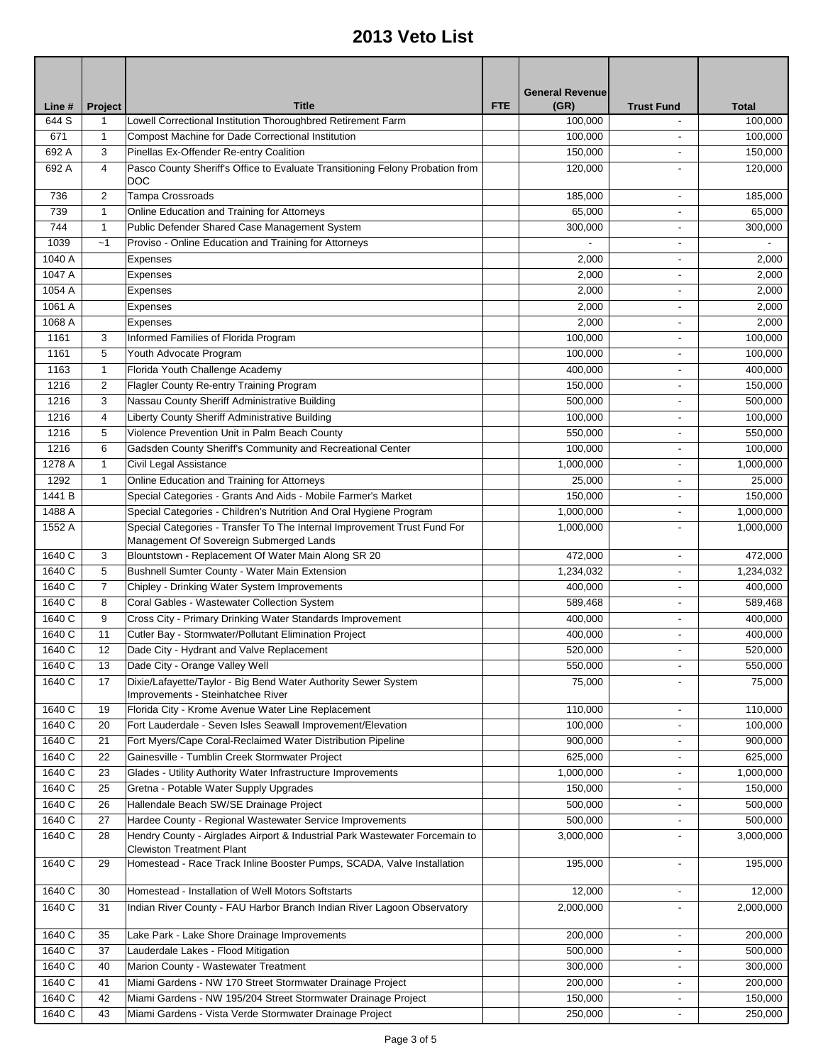# 2013 Veto List

| Line # | Project | Title | FTE | General Revenue (GR) | Trust Fund | Total |
|---|---|---|---|---|---|---|
| 644 S | 1 | Lowell Correctional Institution Thoroughbred Retirement Farm | | 100,000 | - | 100,000 |
| 671 | 1 | Compost Machine for Dade Correctional Institution | | 100,000 | - | 100,000 |
| 692 A | 3 | Pinellas Ex-Offender Re-entry Coalition | | 150,000 | - | 150,000 |
| 692 A | 4 | Pasco County Sheriff's Office to Evaluate Transitioning Felony Probation from DOC | | 120,000 | - | 120,000 |
| 736 | 2 | Tampa Crossroads | | 185,000 | - | 185,000 |
| 739 | 1 | Online Education and Training for Attorneys | | 65,000 | - | 65,000 |
| 744 | 1 | Public Defender Shared Case Management System | | 300,000 | - | 300,000 |
| 1039 | ~1 | Proviso - Online Education and Training for Attorneys | | - | - | - |
| 1040 A | | Expenses | | 2,000 | - | 2,000 |
| 1047 A | | Expenses | | 2,000 | - | 2,000 |
| 1054 A | | Expenses | | 2,000 | - | 2,000 |
| 1061 A | | Expenses | | 2,000 | - | 2,000 |
| 1068 A | | Expenses | | 2,000 | - | 2,000 |
| 1161 | 3 | Informed Families of Florida Program | | 100,000 | - | 100,000 |
| 1161 | 5 | Youth Advocate Program | | 100,000 | - | 100,000 |
| 1163 | 1 | Florida Youth Challenge Academy | | 400,000 | - | 400,000 |
| 1216 | 2 | Flagler County Re-entry Training Program | | 150,000 | - | 150,000 |
| 1216 | 3 | Nassau County Sheriff Administrative Building | | 500,000 | - | 500,000 |
| 1216 | 4 | Liberty County Sheriff Administrative Building | | 100,000 | - | 100,000 |
| 1216 | 5 | Violence Prevention Unit in Palm Beach County | | 550,000 | - | 550,000 |
| 1216 | 6 | Gadsden County Sheriff's Community and Recreational Center | | 100,000 | - | 100,000 |
| 1278 A | 1 | Civil Legal Assistance | | 1,000,000 | - | 1,000,000 |
| 1292 | 1 | Online Education and Training for Attorneys | | 25,000 | - | 25,000 |
| 1441 B | | Special Categories - Grants And Aids - Mobile Farmer's Market | | 150,000 | - | 150,000 |
| 1488 A | | Special Categories - Children's Nutrition And Oral Hygiene Program | | 1,000,000 | - | 1,000,000 |
| 1552 A | | Special Categories - Transfer To The Internal Improvement Trust Fund For Management Of Sovereign Submerged Lands | | 1,000,000 | - | 1,000,000 |
| 1640 C | 3 | Blountstown - Replacement Of Water Main Along SR 20 | | 472,000 | - | 472,000 |
| 1640 C | 5 | Bushnell Sumter County - Water Main Extension | | 1,234,032 | - | 1,234,032 |
| 1640 C | 7 | Chipley - Drinking Water System Improvements | | 400,000 | - | 400,000 |
| 1640 C | 8 | Coral Gables - Wastewater Collection System | | 589,468 | - | 589,468 |
| 1640 C | 9 | Cross City - Primary Drinking Water Standards Improvement | | 400,000 | - | 400,000 |
| 1640 C | 11 | Cutler Bay - Stormwater/Pollutant Elimination Project | | 400,000 | - | 400,000 |
| 1640 C | 12 | Dade City - Hydrant and Valve Replacement | | 520,000 | - | 520,000 |
| 1640 C | 13 | Dade City - Orange Valley Well | | 550,000 | - | 550,000 |
| 1640 C | 17 | Dixie/Lafayette/Taylor - Big Bend Water Authority Sewer System Improvements - Steinhatchee River | | 75,000 | - | 75,000 |
| 1640 C | 19 | Florida City - Krome Avenue Water Line Replacement | | 110,000 | - | 110,000 |
| 1640 C | 20 | Fort Lauderdale - Seven Isles Seawall Improvement/Elevation | | 100,000 | - | 100,000 |
| 1640 C | 21 | Fort Myers/Cape Coral-Reclaimed Water Distribution Pipeline | | 900,000 | - | 900,000 |
| 1640 C | 22 | Gainesville - Tumblin Creek Stormwater Project | | 625,000 | - | 625,000 |
| 1640 C | 23 | Glades - Utility Authority Water Infrastructure Improvements | | 1,000,000 | - | 1,000,000 |
| 1640 C | 25 | Gretna - Potable Water Supply Upgrades | | 150,000 | - | 150,000 |
| 1640 C | 26 | Hallendale Beach SW/SE Drainage Project | | 500,000 | - | 500,000 |
| 1640 C | 27 | Hardee County - Regional Wastewater Service Improvements | | 500,000 | - | 500,000 |
| 1640 C | 28 | Hendry County - Airglades Airport & Industrial Park Wastewater Forcemain to Clewiston Treatment Plant | | 3,000,000 | - | 3,000,000 |
| 1640 C | 29 | Homestead - Race Track Inline Booster Pumps, SCADA, Valve Installation | | 195,000 | - | 195,000 |
| 1640 C | 30 | Homestead - Installation of Well Motors Softstarts | | 12,000 | - | 12,000 |
| 1640 C | 31 | Indian River County - FAU Harbor Branch Indian River Lagoon Observatory | | 2,000,000 | - | 2,000,000 |
| 1640 C | 35 | Lake Park - Lake Shore Drainage Improvements | | 200,000 | - | 200,000 |
| 1640 C | 37 | Lauderdale Lakes - Flood Mitigation | | 500,000 | - | 500,000 |
| 1640 C | 40 | Marion County - Wastewater Treatment | | 300,000 | - | 300,000 |
| 1640 C | 41 | Miami Gardens - NW 170 Street Stormwater Drainage Project | | 200,000 | - | 200,000 |
| 1640 C | 42 | Miami Gardens - NW 195/204 Street Stormwater Drainage Project | | 150,000 | - | 150,000 |
| 1640 C | 43 | Miami Gardens - Vista Verde Stormwater Drainage Project | | 250,000 | - | 250,000 |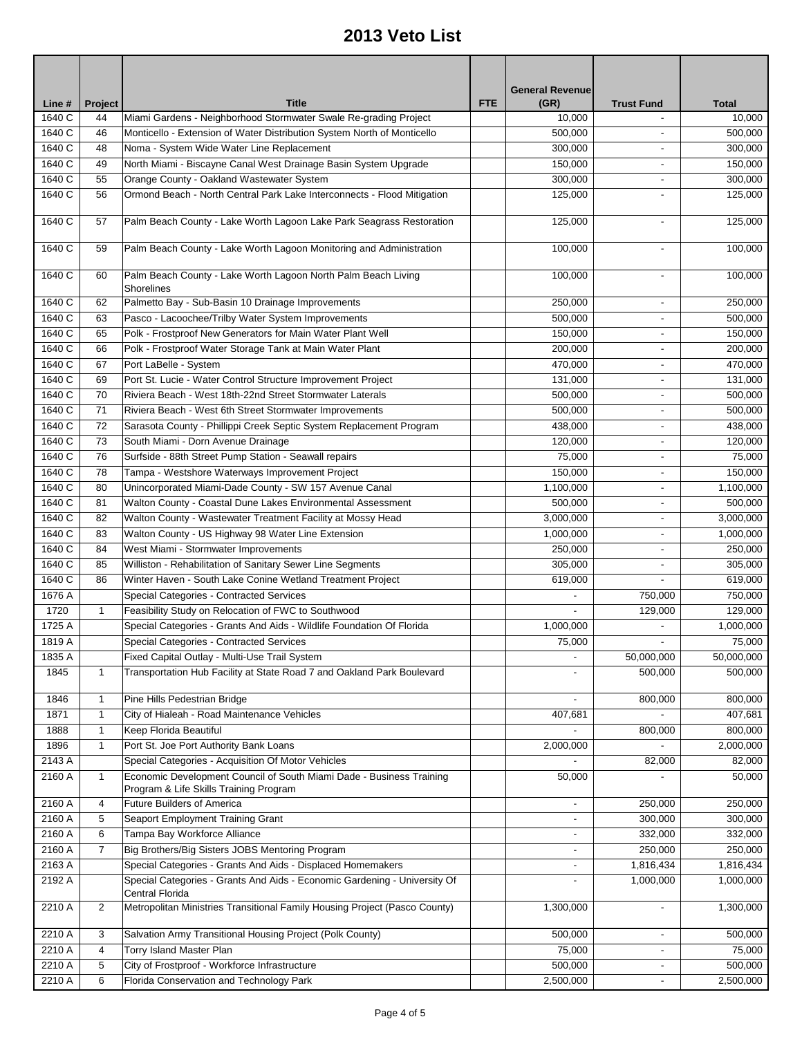# 2013 Veto List

| Line # | Project | Title | FTE | General Revenue (GR) | Trust Fund | Total |
|---|---|---|---|---|---|---|
| 1640 C | 44 | Miami Gardens - Neighborhood Stormwater Swale Re-grading Project | | 10,000 | - | 10,000 |
| 1640 C | 46 | Monticello - Extension of Water Distribution System North of Monticello | | 500,000 | - | 500,000 |
| 1640 C | 48 | Noma - System Wide Water Line Replacement | | 300,000 | - | 300,000 |
| 1640 C | 49 | North Miami - Biscayne Canal West Drainage Basin System Upgrade | | 150,000 | - | 150,000 |
| 1640 C | 55 | Orange County - Oakland Wastewater System | | 300,000 | - | 300,000 |
| 1640 C | 56 | Ormond Beach - North Central Park Lake Interconnects - Flood Mitigation | | 125,000 | - | 125,000 |
| 1640 C | 57 | Palm Beach County - Lake Worth Lagoon Lake Park Seagrass Restoration | | 125,000 | - | 125,000 |
| 1640 C | 59 | Palm Beach County - Lake Worth Lagoon Monitoring and Administration | | 100,000 | - | 100,000 |
| 1640 C | 60 | Palm Beach County - Lake Worth Lagoon North Palm Beach Living Shorelines | | 100,000 | - | 100,000 |
| 1640 C | 62 | Palmetto Bay - Sub-Basin 10 Drainage Improvements | | 250,000 | - | 250,000 |
| 1640 C | 63 | Pasco - Lacoochee/Trilby Water System Improvements | | 500,000 | - | 500,000 |
| 1640 C | 65 | Polk - Frostproof New Generators for Main Water Plant Well | | 150,000 | - | 150,000 |
| 1640 C | 66 | Polk - Frostproof Water Storage Tank at Main Water Plant | | 200,000 | - | 200,000 |
| 1640 C | 67 | Port LaBelle - System | | 470,000 | - | 470,000 |
| 1640 C | 69 | Port St. Lucie - Water Control Structure Improvement Project | | 131,000 | - | 131,000 |
| 1640 C | 70 | Riviera Beach - West 18th-22nd Street Stormwater Laterals | | 500,000 | - | 500,000 |
| 1640 C | 71 | Riviera Beach - West 6th Street Stormwater Improvements | | 500,000 | - | 500,000 |
| 1640 C | 72 | Sarasota County - Phillippi Creek Septic System Replacement Program | | 438,000 | - | 438,000 |
| 1640 C | 73 | South Miami - Dorn Avenue Drainage | | 120,000 | - | 120,000 |
| 1640 C | 76 | Surfside - 88th Street Pump Station - Seawall repairs | | 75,000 | - | 75,000 |
| 1640 C | 78 | Tampa - Westshore Waterways Improvement Project | | 150,000 | - | 150,000 |
| 1640 C | 80 | Unincorporated Miami-Dade County - SW 157 Avenue Canal | | 1,100,000 | - | 1,100,000 |
| 1640 C | 81 | Walton County - Coastal Dune Lakes Environmental Assessment | | 500,000 | - | 500,000 |
| 1640 C | 82 | Walton County - Wastewater Treatment Facility at Mossy Head | | 3,000,000 | - | 3,000,000 |
| 1640 C | 83 | Walton County - US Highway 98 Water Line Extension | | 1,000,000 | - | 1,000,000 |
| 1640 C | 84 | West Miami - Stormwater Improvements | | 250,000 | - | 250,000 |
| 1640 C | 85 | Williston - Rehabilitation of Sanitary Sewer Line Segments | | 305,000 | - | 305,000 |
| 1640 C | 86 | Winter Haven - South Lake Conine Wetland Treatment Project | | 619,000 | - | 619,000 |
| 1676 A | | Special Categories - Contracted Services | | - | 750,000 | 750,000 |
| 1720 | 1 | Feasibility Study on Relocation of FWC to Southwood | | - | 129,000 | 129,000 |
| 1725 A | | Special Categories - Grants And Aids - Wildlife Foundation Of Florida | | 1,000,000 | - | 1,000,000 |
| 1819 A | | Special Categories - Contracted Services | | 75,000 | - | 75,000 |
| 1835 A | | Fixed Capital Outlay - Multi-Use Trail System | | - | 50,000,000 | 50,000,000 |
| 1845 | 1 | Transportation Hub Facility at State Road 7 and Oakland Park Boulevard | | - | 500,000 | 500,000 |
| 1846 | 1 | Pine Hills Pedestrian Bridge | | - | 800,000 | 800,000 |
| 1871 | 1 | City of Hialeah - Road Maintenance Vehicles | | 407,681 | - | 407,681 |
| 1888 | 1 | Keep Florida Beautiful | | - | 800,000 | 800,000 |
| 1896 | 1 | Port St. Joe Port Authority Bank Loans | | 2,000,000 | - | 2,000,000 |
| 2143 A | | Special Categories - Acquisition Of Motor Vehicles | | - | 82,000 | 82,000 |
| 2160 A | 1 | Economic Development Council of South Miami Dade - Business Training Program & Life Skills Training Program | | 50,000 | - | 50,000 |
| 2160 A | 4 | Future Builders of America | | - | 250,000 | 250,000 |
| 2160 A | 5 | Seaport Employment Training Grant | | - | 300,000 | 300,000 |
| 2160 A | 6 | Tampa Bay Workforce Alliance | | - | 332,000 | 332,000 |
| 2160 A | 7 | Big Brothers/Big Sisters JOBS Mentoring Program | | - | 250,000 | 250,000 |
| 2163 A | | Special Categories - Grants And Aids - Displaced Homemakers | | - | 1,816,434 | 1,816,434 |
| 2192 A | | Special Categories - Grants And Aids - Economic Gardening - University Of Central Florida | | - | 1,000,000 | 1,000,000 |
| 2210 A | 2 | Metropolitan Ministries Transitional Family Housing Project (Pasco County) | | 1,300,000 | - | 1,300,000 |
| 2210 A | 3 | Salvation Army Transitional Housing Project (Polk County) | | 500,000 | - | 500,000 |
| 2210 A | 4 | Torry Island Master Plan | | 75,000 | - | 75,000 |
| 2210 A | 5 | City of Frostproof - Workforce Infrastructure | | 500,000 | - | 500,000 |
| 2210 A | 6 | Florida Conservation and Technology Park | | 2,500,000 | - | 2,500,000 |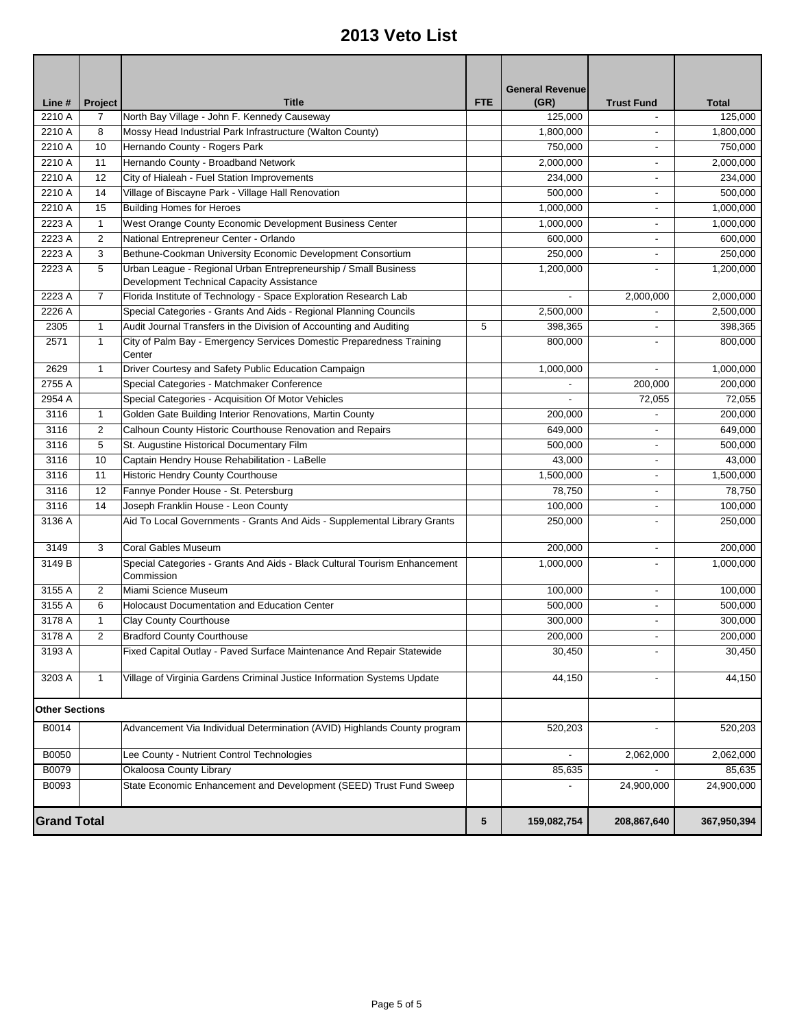# 2013 Veto List

| Line # | Project | Title | FTE | General Revenue (GR) | Trust Fund | Total |
|---|---|---|---|---|---|---|
| 2210 A | 7 | North Bay Village - John F. Kennedy Causeway | | 125,000 | - | 125,000 |
| 2210 A | 8 | Mossy Head Industrial Park Infrastructure (Walton County) | | 1,800,000 | - | 1,800,000 |
| 2210 A | 10 | Hernando County - Rogers Park | | 750,000 | - | 750,000 |
| 2210 A | 11 | Hernando County - Broadband Network | | 2,000,000 | - | 2,000,000 |
| 2210 A | 12 | City of Hialeah - Fuel Station Improvements | | 234,000 | - | 234,000 |
| 2210 A | 14 | Village of Biscayne Park - Village Hall Renovation | | 500,000 | - | 500,000 |
| 2210 A | 15 | Building Homes for Heroes | | 1,000,000 | - | 1,000,000 |
| 2223 A | 1 | West Orange County Economic Development Business Center | | 1,000,000 | - | 1,000,000 |
| 2223 A | 2 | National Entrepreneur Center - Orlando | | 600,000 | - | 600,000 |
| 2223 A | 3 | Bethune-Cookman University Economic Development Consortium | | 250,000 | - | 250,000 |
| 2223 A | 5 | Urban League - Regional Urban Entrepreneurship / Small Business Development Technical Capacity Assistance | | 1,200,000 | - | 1,200,000 |
| 2223 A | 7 | Florida Institute of Technology - Space Exploration Research Lab | | - | 2,000,000 | 2,000,000 |
| 2226 A | | Special Categories - Grants And Aids - Regional Planning Councils | | 2,500,000 | - | 2,500,000 |
| 2305 | 1 | Audit Journal Transfers in the Division of Accounting and Auditing | 5 | 398,365 | - | 398,365 |
| 2571 | 1 | City of Palm Bay - Emergency Services Domestic Preparedness Training Center | | 800,000 | - | 800,000 |
| 2629 | 1 | Driver Courtesy and Safety Public Education Campaign | | 1,000,000 | - | 1,000,000 |
| 2755 A | | Special Categories - Matchmaker Conference | | - | 200,000 | 200,000 |
| 2954 A | | Special Categories - Acquisition Of Motor Vehicles | | - | 72,055 | 72,055 |
| 3116 | 1 | Golden Gate Building Interior Renovations, Martin County | | 200,000 | - | 200,000 |
| 3116 | 2 | Calhoun County Historic Courthouse Renovation and Repairs | | 649,000 | - | 649,000 |
| 3116 | 5 | St. Augustine Historical Documentary Film | | 500,000 | - | 500,000 |
| 3116 | 10 | Captain Hendry House Rehabilitation - LaBelle | | 43,000 | - | 43,000 |
| 3116 | 11 | Historic Hendry County Courthouse | | 1,500,000 | - | 1,500,000 |
| 3116 | 12 | Fannye Ponder House - St. Petersburg | | 78,750 | - | 78,750 |
| 3116 | 14 | Joseph Franklin House - Leon County | | 100,000 | - | 100,000 |
| 3136 A | | Aid To Local Governments - Grants And Aids - Supplemental Library Grants | | 250,000 | - | 250,000 |
| 3149 | 3 | Coral Gables Museum | | 200,000 | - | 200,000 |
| 3149 B | | Special Categories - Grants And Aids - Black Cultural Tourism Enhancement Commission | | 1,000,000 | - | 1,000,000 |
| 3155 A | 2 | Miami Science Museum | | 100,000 | - | 100,000 |
| 3155 A | 6 | Holocaust Documentation and Education Center | | 500,000 | - | 500,000 |
| 3178 A | 1 | Clay County Courthouse | | 300,000 | - | 300,000 |
| 3178 A | 2 | Bradford County Courthouse | | 200,000 | - | 200,000 |
| 3193 A | | Fixed Capital Outlay - Paved Surface Maintenance And Repair Statewide | | 30,450 | - | 30,450 |
| 3203 A | 1 | Village of Virginia Gardens Criminal Justice Information Systems Update | | 44,150 | - | 44,150 |
| **Other Sections** | | | | | | |
| B0014 | | Advancement Via Individual Determination (AVID) Highlands County program | | 520,203 | - | 520,203 |
| B0050 | | Lee County - Nutrient Control Technologies | | - | 2,062,000 | 2,062,000 |
| B0079 | | Okaloosa County Library | | 85,635 | - | 85,635 |
| B0093 | | State Economic Enhancement and Development (SEED) Trust Fund Sweep | | - | 24,900,000 | 24,900,000 |
| **Grand Total** | | | **5** | **159,082,754** | **208,867,640** | **367,950,394** |